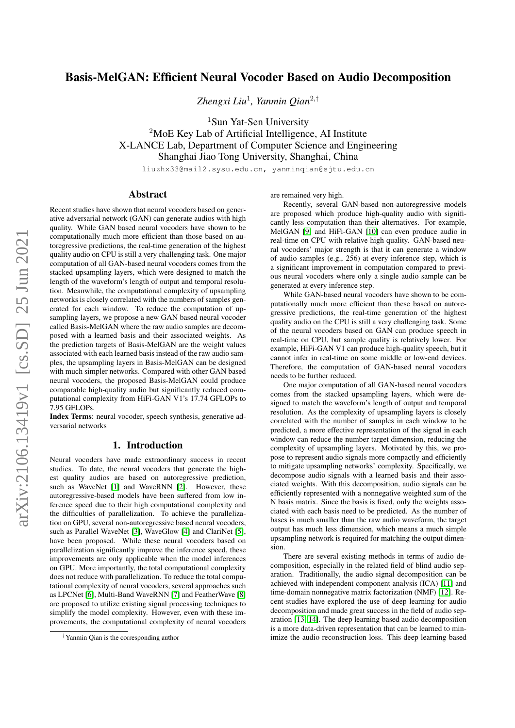# Basis-MelGAN: Efficient Neural Vocoder Based on Audio Decomposition

*Zhengxi Liu*[1], *Yanmin Qian*[2,†]

[1]Sun Yat-Sen University
[2]MoE Key Lab of Artificial Intelligence, AI Institute
X-LANCE Lab, Department of Computer Science and Engineering
Shanghai Jiao Tong University, Shanghai, China

liuzhx33@mail2.sysu.edu.cn, yanminqian@sjtu.edu.cn

## Abstract

Recent studies have shown that neural vocoders based on generative adversarial network (GAN) can generate audios with high quality. While GAN based neural vocoders have shown to be computationally much more efficient than those based on autoregressive predictions, the real-time generation of the highest quality audio on CPU is still a very challenging task. One major computation of all GAN-based neural vocoders comes from the stacked upsampling layers, which were designed to match the length of the waveform's length of output and temporal resolution. Meanwhile, the computational complexity of upsampling networks is closely correlated with the numbers of samples generated for each window. To reduce the computation of upsampling layers, we propose a new GAN based neural vocoder called Basis-MelGAN where the raw audio samples are decomposed with a learned basis and their associated weights. As the prediction targets of Basis-MelGAN are the weight values associated with each learned basis instead of the raw audio samples, the upsampling layers in Basis-MelGAN can be designed with much simpler networks. Compared with other GAN based neural vocoders, the proposed Basis-MelGAN could produce comparable high-quality audio but significantly reduced computational complexity from HiFi-GAN V1's 17.74 GFLOPs to 7.95 GFLOPs.

**Index Terms**: neural vocoder, speech synthesis, generative adversarial networks

## 1. Introduction

Neural vocoders have made extraordinary success in recent studies. To date, the neural vocoders that generate the highest quality audios are based on autoregressive prediction, such as WaveNet [1] and WaveRNN [2]. However, these autoregressive-based models have been suffered from low inference speed due to their high computational complexity and the difficulties of parallelization. To achieve the parallelization on GPU, several non-autoregressive based neural vocoders, such as Parallel WaveNet [3], WaveGlow [4] and ClariNet [5], have been proposed. While these neural vocoders based on parallelization significantly improve the inference speed, these improvements are only applicable when the model inferences on GPU. More importantly, the total computational complexity does not reduce with parallelization. To reduce the total computational complexity of neural vocoders, several approaches such as LPCNet [6], Multi-Band WaveRNN [7] and FeatherWave [8] are proposed to utilize existing signal processing techniques to simplify the model complexity. However, even with these improvements, the computational complexity of neural vocoders are remained very high.

Recently, several GAN-based non-autoregressive models are proposed which produce high-quality audio with significantly less computation than their alternatives. For example, MelGAN [9] and HiFi-GAN [10] can even produce audio in real-time on CPU with relative high quality. GAN-based neural vocoders' major strength is that it can generate a window of audio samples (e.g., 256) at every inference step, which is a significant improvement in computation compared to previous neural vocoders where only a single audio sample can be generated at every inference step.

While GAN-based neural vocoders have shown to be computationally much more efficient than these based on autoregressive predictions, the real-time generation of the highest quality audio on the CPU is still a very challenging task. Some of the neural vocoders based on GAN can produce speech in real-time on CPU, but sample quality is relatively lower. For example, HiFi-GAN V1 can produce high-quality speech, but it cannot infer in real-time on some middle or low-end devices. Therefore, the computation of GAN-based neural vocoders needs to be further reduced.

One major computation of all GAN-based neural vocoders comes from the stacked upsampling layers, which were designed to match the waveform's length of output and temporal resolution. As the complexity of upsampling layers is closely correlated with the number of samples in each window to be predicted, a more effective representation of the signal in each window can reduce the number target dimension, reducing the complexity of upsampling layers. Motivated by this, we propose to represent audio signals more compactly and efficiently to mitigate upsampling networks' complexity. Specifically, we decompose audio signals with a learned basis and their associated weights. With this decomposition, audio signals can be efficiently represented with a nonnegative weighted sum of the N basis matrix. Since the basis is fixed, only the weights associated with each basis need to be predicted. As the number of bases is much smaller than the raw audio waveform, the target output has much less dimension, which means a much simple upsampling network is required for matching the output dimension.

There are several existing methods in terms of audio decomposition, especially in the related field of blind audio separation. Traditionally, the audio signal decomposition can be achieved with independent component analysis (ICA) [11] and time-domain nonnegative matrix factorization (NMF) [12]. Recent studies have explored the use of deep learning for audio decomposition and made great success in the field of audio separation [13, 14]. The deep learning based audio decomposition is a more data-driven representation that can be learned to minimize the audio reconstruction loss. This deep learning based

†Yanmin Qian is the corresponding author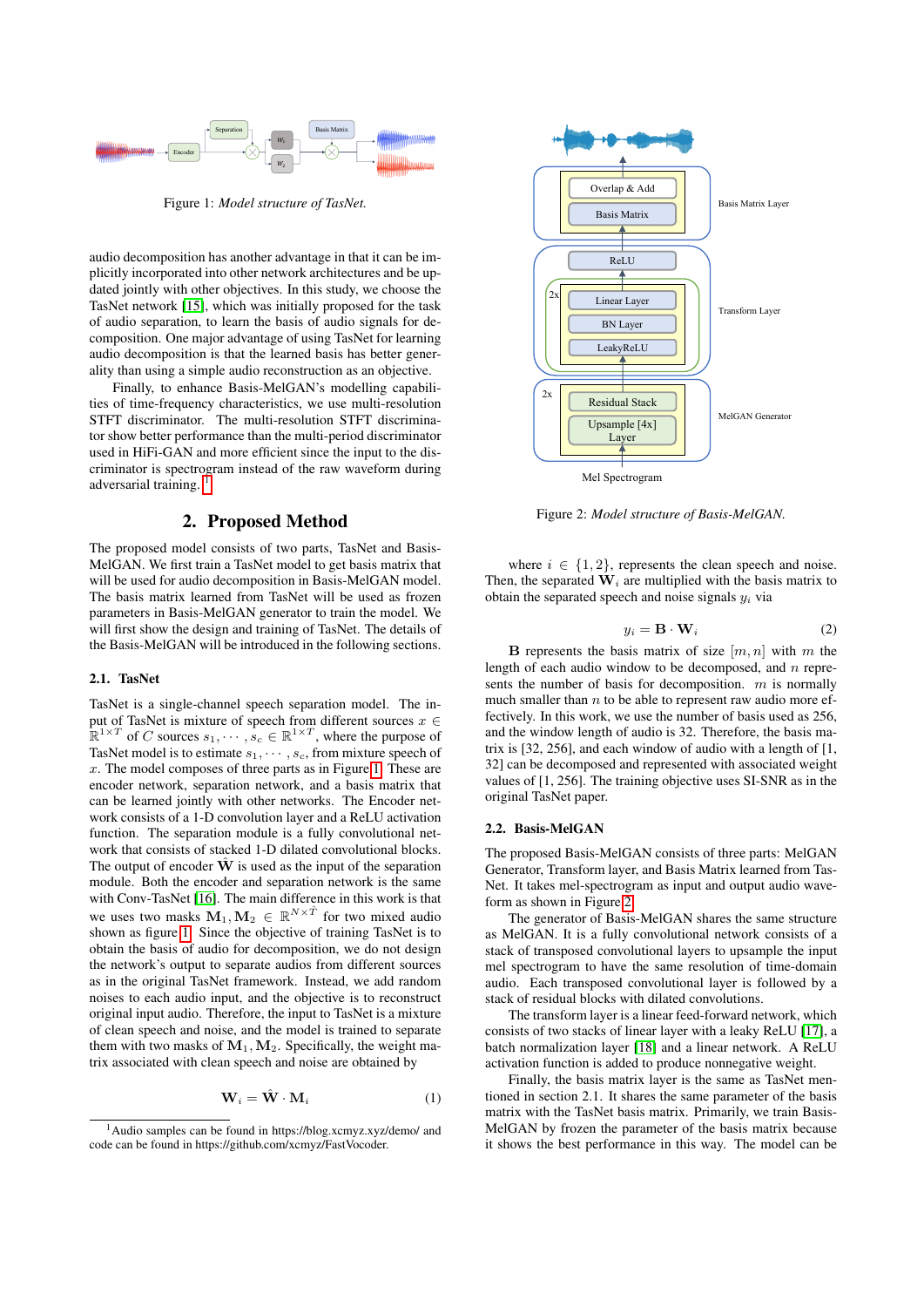Figure 1: *Model structure of TasNet.*

audio decomposition has another advantage in that it can be implicitly incorporated into other network architectures and be updated jointly with other objectives. In this study, we choose the TasNet network [15], which was initially proposed for the task of audio separation, to learn the basis of audio signals for decomposition. One major advantage of using TasNet for learning audio decomposition is that the learned basis has better generality than using a simple audio reconstruction as an objective.

Finally, to enhance Basis-MelGAN's modelling capabilities of time-frequency characteristics, we use multi-resolution STFT discriminator. The multi-resolution STFT discriminator show better performance than the multi-period discriminator used in HiFi-GAN and more efficient since the input to the discriminator is spectrogram instead of the raw waveform during adversarial training. [1]

## 2. Proposed Method

The proposed model consists of two parts, TasNet and Basis-MelGAN. We first train a TasNet model to get basis matrix that will be used for audio decomposition in Basis-MelGAN model. The basis matrix learned from TasNet will be used as frozen parameters in Basis-MelGAN generator to train the model. We will first show the design and training of TasNet. The details of the Basis-MelGAN will be introduced in the following sections.

### 2.1. TasNet

TasNet is a single-channel speech separation model. The input of TasNet is mixture of speech from different sources $x \in \mathbb{R}^{1\times T}$ of $C$ sources $s_1, \cdots, s_c \in \mathbb{R}^{1\times T}$, where the purpose of TasNet model is to estimate $s_1, \cdots, s_c$, from mixture speech of $x$. The model composes of three parts as in Figure 1. These are encoder network, separation network, and a basis matrix that can be learned jointly with other networks. The Encoder network consists of a 1-D convolution layer and a ReLU activation function. The separation module is a fully convolutional network that consists of stacked 1-D dilated convolutional blocks. The output of encoder $\hat{\mathbf{W}}$ is used as the input of the separation module. Both the encoder and separation network is the same with Conv-TasNet [16]. The main difference in this work is that we uses two masks $\mathbf{M}_1, \mathbf{M}_2 \in \mathbb{R}^{N\times\hat{T}}$ for two mixed audio shown as figure 1. Since the objective of training TasNet is to obtain the basis of audio for decomposition, we do not design the network's output to separate audios from different sources as in the original TasNet framework. Instead, we add random noises to each audio input, and the objective is to reconstruct original input audio. Therefore, the input to TasNet is a mixture of clean speech and noise, and the model is trained to separate them with two masks of $\mathbf{M}_1, \mathbf{M}_2$. Specifically, the weight matrix associated with clean speech and noise are obtained by

$$\mathbf{W}_i = \hat{\mathbf{W}} \cdot \mathbf{M}_i \tag{1}$$

[1] Audio samples can be found in https://blog.xcmyz.xyz/demo/ and code can be found in https://github.com/xcmyz/FastVocoder.

Figure 2: *Model structure of Basis-MelGAN.*

where $i \in \{1, 2\}$, represents the clean speech and noise. Then, the separated $\mathbf{W}_i$ are multiplied with the basis matrix to obtain the separated speech and noise signals $y_i$ via

$$y_i = \mathbf{B} \cdot \mathbf{W}_i \tag{2}$$

$\mathbf{B}$ represents the basis matrix of size $[m, n]$ with $m$ the length of each audio window to be decomposed, and $n$ represents the number of basis for decomposition. $m$ is normally much smaller than $n$ to be able to represent raw audio more effectively. In this work, we use the number of basis used as 256, and the window length of audio is 32. Therefore, the basis matrix is [32, 256], and each window of audio with a length of [1, 32] can be decomposed and represented with associated weight values of [1, 256]. The training objective uses SI-SNR as in the original TasNet paper.

### 2.2. Basis-MelGAN

The proposed Basis-MelGAN consists of three parts: MelGAN Generator, Transform layer, and Basis Matrix learned from TasNet. It takes mel-spectrogram as input and output audio waveform as shown in Figure 2.

The generator of Basis-MelGAN shares the same structure as MelGAN. It is a fully convolutional network consists of a stack of transposed convolutional layers to upsample the input mel spectrogram to have the same resolution of time-domain audio. Each transposed convolutional layer is followed by a stack of residual blocks with dilated convolutions.

The transform layer is a linear feed-forward network, which consists of two stacks of linear layer with a leaky ReLU [17], a batch normalization layer [18] and a linear network. A ReLU activation function is added to produce nonnegative weight.

Finally, the basis matrix layer is the same as TasNet mentioned in section 2.1. It shares the same parameter of the basis matrix with the TasNet basis matrix. Primarily, we train Basis-MelGAN by frozen the parameter of the basis matrix because it shows the best performance in this way. The model can be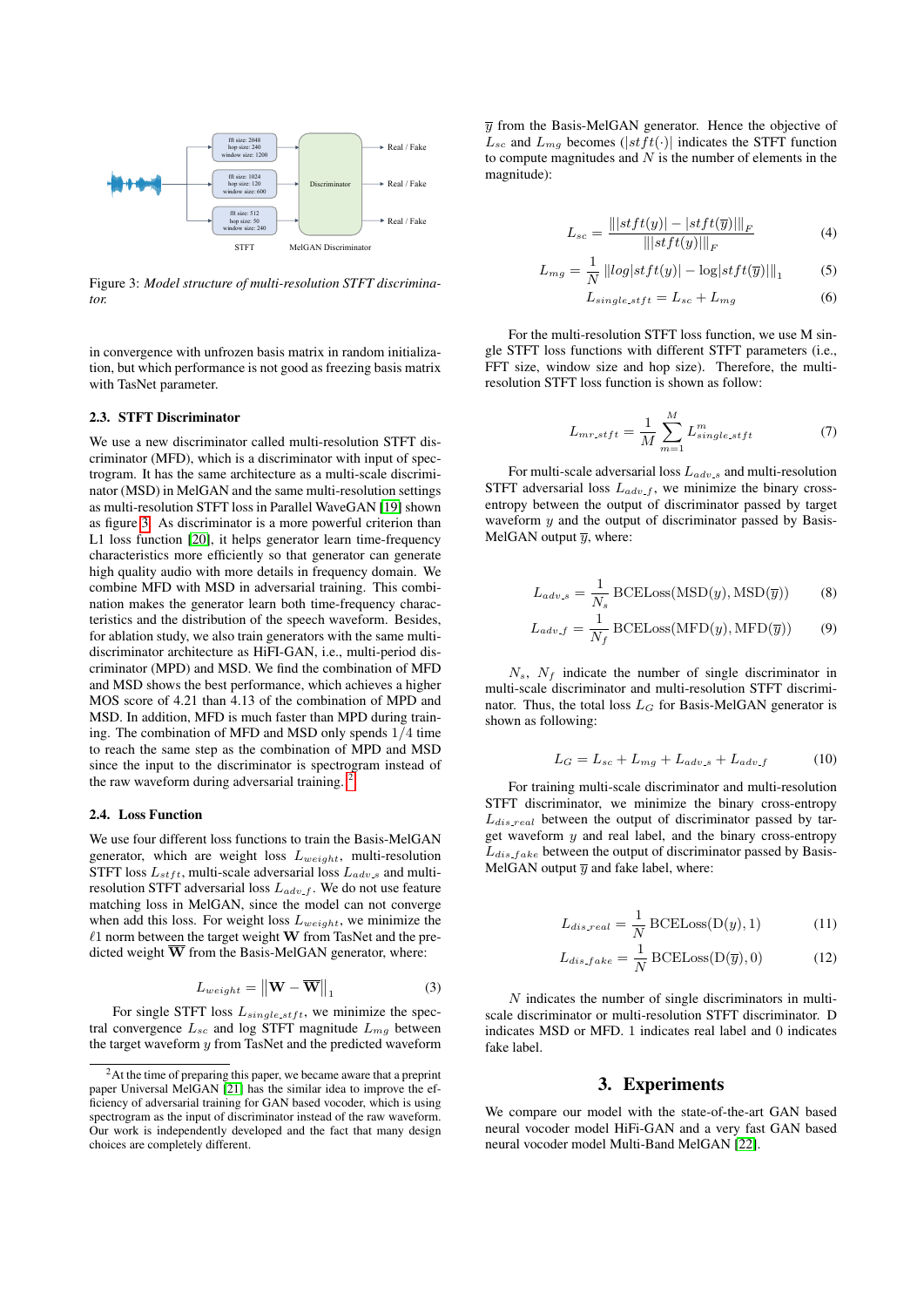Figure 3: *Model structure of multi-resolution STFT discriminator.*

in convergence with unfrozen basis matrix in random initialization, but which performance is not good as freezing basis matrix with TasNet parameter.

### 2.3. STFT Discriminator

We use a new discriminator called multi-resolution STFT discriminator (MFD), which is a discriminator with input of spectrogram. It has the same architecture as a multi-scale discriminator (MSD) in MelGAN and the same multi-resolution settings as multi-resolution STFT loss in Parallel WaveGAN [19] shown as figure 3. As discriminator is a more powerful criterion than L1 loss function [20], it helps generator learn time-frequency characteristics more efficiently so that generator can generate high quality audio with more details in frequency domain. We combine MFD with MSD in adversarial training. This combination makes the generator learn both time-frequency characteristics and the distribution of the speech waveform. Besides, for ablation study, we also train generators with the same multi-discriminator architecture as HiFi-GAN, i.e., multi-period discriminator (MPD) and MSD. We find the combination of MFD and MSD shows the best performance, which achieves a higher MOS score of 4.21 than 4.13 of the combination of MPD and MSD. In addition, MFD is much faster than MPD during training. The combination of MFD and MSD only spends $1/4$ time to reach the same step as the combination of MPD and MSD since the input to the discriminator is spectrogram instead of the raw waveform during adversarial training. [2]

### 2.4. Loss Function

We use four different loss functions to train the Basis-MelGAN generator, which are weight loss $L_{weight}$, multi-resolution STFT loss $L_{stft}$, multi-scale adversarial loss $L_{adv\_s}$ and multi-resolution STFT adversarial loss $L_{adv\_f}$. We do not use feature matching loss in MelGAN, since the model can not converge when add this loss. For weight loss $L_{weight}$, we minimize the $\ell 1$ norm between the target weight $\mathbf{W}$ from TasNet and the predicted weight $\overline{\mathbf{W}}$ from the Basis-MelGAN generator, where:

$$L_{weight} = \left\|\mathbf{W} - \overline{\mathbf{W}}\right\|_1 \tag{3}$$

For single STFT loss $L_{single\_stft}$, we minimize the spectral convergence $L_{sc}$ and log STFT magnitude $L_{mg}$ between the target waveform $y$ from TasNet and the predicted waveform $\overline{y}$ from the Basis-MelGAN generator. Hence the objective of $L_{sc}$ and $L_{mg}$ becomes ($|stft(\cdot)|$ indicates the STFT function to compute magnitudes and $N$ is the number of elements in the magnitude):

$$L_{sc} = \frac{\||stft(y)| - |stft(\overline{y})|\|_F}{\||stft(y)|\|_F} \tag{4}$$

$$L_{mg} = \frac{1}{N}\left\|log|stft(y)| - \log|stft(\overline{y})|\right\|_1 \tag{5}$$

$$L_{single\_stft} = L_{sc} + L_{mg} \tag{6}$$

For the multi-resolution STFT loss function, we use M single STFT loss functions with different STFT parameters (i.e., FFT size, window size and hop size). Therefore, the multi-resolution STFT loss function is shown as follow:

$$L_{mr\_stft} = \frac{1}{M}\sum_{m=1}^{M} L_{single\_stft}^{m} \tag{7}$$

For multi-scale adversarial loss $L_{adv\_s}$ and multi-resolution STFT adversarial loss $L_{adv\_f}$, we minimize the binary cross-entropy between the output of discriminator passed by target waveform $y$ and the output of discriminator passed by Basis-MelGAN output $\overline{y}$, where:

$$L_{adv\_s} = \frac{1}{N_s}\,\text{BCELoss}(\text{MSD}(y), \text{MSD}(\overline{y})) \tag{8}$$

$$L_{adv\_f} = \frac{1}{N_f}\,\text{BCELoss}(\text{MFD}(y), \text{MFD}(\overline{y})) \tag{9}$$

$N_s$, $N_f$ indicate the number of single discriminator in multi-scale discriminator and multi-resolution STFT discriminator. Thus, the total loss $L_G$ for Basis-MelGAN generator is shown as following:

$$L_G = L_{sc} + L_{mg} + L_{adv\_s} + L_{adv\_f} \tag{10}$$

For training multi-scale discriminator and multi-resolution STFT discriminator, we minimize the binary cross-entropy $L_{dis\_real}$ between the output of discriminator passed by target waveform $y$ and real label, and the binary cross-entropy $L_{dis\_fake}$ between the output of discriminator passed by Basis-MelGAN output $\overline{y}$ and fake label, where:

$$L_{dis\_real} = \frac{1}{N}\,\text{BCELoss}(\text{D}(y), 1) \tag{11}$$

$$L_{dis\_fake} = \frac{1}{N}\,\text{BCELoss}(\text{D}(\overline{y}), 0) \tag{12}$$

$N$ indicates the number of single discriminators in multi-scale discriminator or multi-resolution STFT discriminator. D indicates MSD or MFD. 1 indicates real label and 0 indicates fake label.

## 3. Experiments

We compare our model with the state-of-the-art GAN based neural vocoder model HiFi-GAN and a very fast GAN based neural vocoder model Multi-Band MelGAN [22].

[2] At the time of preparing this paper, we became aware that a preprint paper Universal MelGAN [21] has the similar idea to improve the efficiency of adversarial training for GAN based vocoder, which is using spectrogram as the input of discriminator instead of the raw waveform. Our work is independently developed and the fact that many design choices are completely different.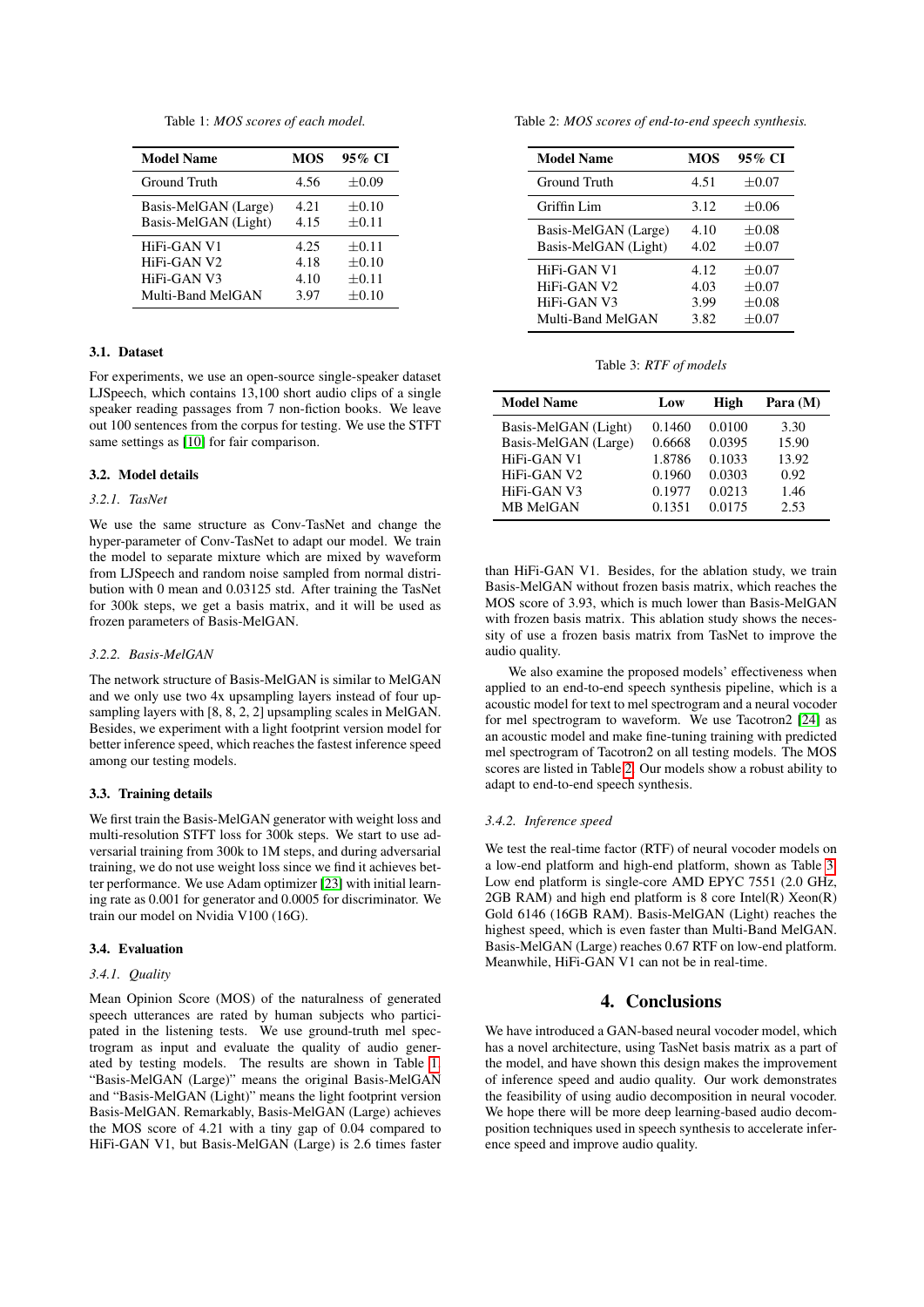Table 1: *MOS scores of each model.*

| Model Name | MOS | 95% CI |
|---|---|---|
| Ground Truth | 4.56 | ±0.09 |
| Basis-MelGAN (Large) | 4.21 | ±0.10 |
| Basis-MelGAN (Light) | 4.15 | ±0.11 |
| HiFi-GAN V1 | 4.25 | ±0.11 |
| HiFi-GAN V2 | 4.18 | ±0.10 |
| HiFi-GAN V3 | 4.10 | ±0.11 |
| Multi-Band MelGAN | 3.97 | ±0.10 |

### 3.1. Dataset

For experiments, we use an open-source single-speaker dataset LJSpeech, which contains 13,100 short audio clips of a single speaker reading passages from 7 non-fiction books. We leave out 100 sentences from the corpus for testing. We use the STFT same settings as [10] for fair comparison.

### 3.2. Model details

#### *3.2.1. TasNet*

We use the same structure as Conv-TasNet and change the hyper-parameter of Conv-TasNet to adapt our model. We train the model to separate mixture which are mixed by waveform from LJSpeech and random noise sampled from normal distribution with 0 mean and 0.03125 std. After training the TasNet for 300k steps, we get a basis matrix, and it will be used as frozen parameters of Basis-MelGAN.

#### *3.2.2. Basis-MelGAN*

The network structure of Basis-MelGAN is similar to MelGAN and we only use two 4x upsampling layers instead of four upsampling layers with [8, 8, 2, 2] upsampling scales in MelGAN. Besides, we experiment with a light footprint version model for better inference speed, which reaches the fastest inference speed among our testing models.

### 3.3. Training details

We first train the Basis-MelGAN generator with weight loss and multi-resolution STFT loss for 300k steps. We start to use adversarial training from 300k to 1M steps, and during adversarial training, we do not use weight loss since we find it achieves better performance. We use Adam optimizer [23] with initial learning rate as 0.001 for generator and 0.0005 for discriminator. We train our model on Nvidia V100 (16G).

### 3.4. Evaluation

#### *3.4.1. Quality*

Mean Opinion Score (MOS) of the naturalness of generated speech utterances are rated by human subjects who participated in the listening tests. We use ground-truth mel spectrogram as input and evaluate the quality of audio generated by testing models. The results are shown in Table 1. "Basis-MelGAN (Large)" means the original Basis-MelGAN and "Basis-MelGAN (Light)" means the light footprint version Basis-MelGAN. Remarkably, Basis-MelGAN (Large) achieves the MOS score of 4.21 with a tiny gap of 0.04 compared to HiFi-GAN V1, but Basis-MelGAN (Large) is 2.6 times faster than HiFi-GAN V1. Besides, for the ablation study, we train Basis-MelGAN without frozen basis matrix, which reaches the MOS score of 3.93, which is much lower than Basis-MelGAN with frozen basis matrix. This ablation study shows the necessity of use a frozen basis matrix from TasNet to improve the audio quality.

We also examine the proposed models' effectiveness when applied to an end-to-end speech synthesis pipeline, which is a acoustic model for text to mel spectrogram and a neural vocoder for mel spectrogram to waveform. We use Tacotron2 [24] as an acoustic model and make fine-tuning training with predicted mel spectrogram of Tacotron2 on all testing models. The MOS scores are listed in Table 2. Our models show a robust ability to adapt to end-to-end speech synthesis.

Table 2: *MOS scores of end-to-end speech synthesis.*

| Model Name | MOS | 95% CI |
|---|---|---|
| Ground Truth | 4.51 | ±0.07 |
| Griffin Lim | 3.12 | ±0.06 |
| Basis-MelGAN (Large) | 4.10 | ±0.08 |
| Basis-MelGAN (Light) | 4.02 | ±0.07 |
| HiFi-GAN V1 | 4.12 | ±0.07 |
| HiFi-GAN V2 | 4.03 | ±0.07 |
| HiFi-GAN V3 | 3.99 | ±0.08 |
| Multi-Band MelGAN | 3.82 | ±0.07 |

Table 3: *RTF of models*

| Model Name | Low | High | Para (M) |
|---|---|---|---|
| Basis-MelGAN (Light) | 0.1460 | 0.0100 | 3.30 |
| Basis-MelGAN (Large) | 0.6668 | 0.0395 | 15.90 |
| HiFi-GAN V1 | 1.8786 | 0.1033 | 13.92 |
| HiFi-GAN V2 | 0.1960 | 0.0303 | 0.92 |
| HiFi-GAN V3 | 0.1977 | 0.0213 | 1.46 |
| MB MelGAN | 0.1351 | 0.0175 | 2.53 |

#### *3.4.2. Inference speed*

We test the real-time factor (RTF) of neural vocoder models on a low-end platform and high-end platform, shown as Table 3. Low end platform is single-core AMD EPYC 7551 (2.0 GHz, 2GB RAM) and high end platform is 8 core Intel(R) Xeon(R) Gold 6146 (16GB RAM). Basis-MelGAN (Light) reaches the highest speed, which is even faster than Multi-Band MelGAN. Basis-MelGAN (Large) reaches 0.67 RTF on low-end platform. Meanwhile, HiFi-GAN V1 can not be in real-time.

# 4. Conclusions

We have introduced a GAN-based neural vocoder model, which has a novel architecture, using TasNet basis matrix as a part of the model, and have shown this design makes the improvement of inference speed and audio quality. Our work demonstrates the feasibility of using audio decomposition in neural vocoder. We hope there will be more deep learning-based audio decomposition techniques used in speech synthesis to accelerate inference speed and improve audio quality.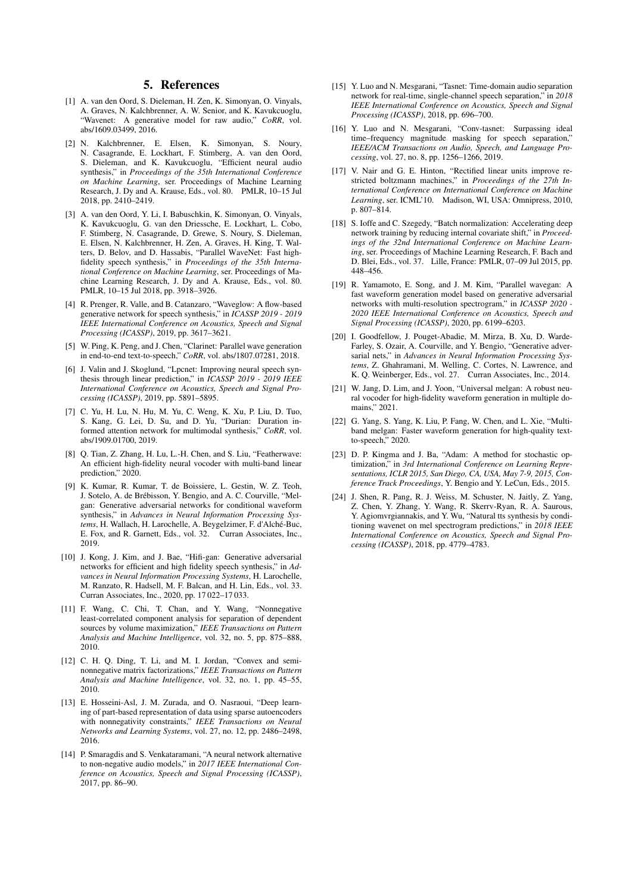## 5. References

[1] A. van den Oord, S. Dieleman, H. Zen, K. Simonyan, O. Vinyals, A. Graves, N. Kalchbrenner, A. W. Senior, and K. Kavukcuoglu, "Wavenet: A generative model for raw audio," *CoRR*, vol. abs/1609.03499, 2016.

[2] N. Kalchbrenner, E. Elsen, K. Simonyan, S. Noury, N. Casagrande, E. Lockhart, F. Stimberg, A. van den Oord, S. Dieleman, and K. Kavukcuoglu, "Efficient neural audio synthesis," in *Proceedings of the 35th International Conference on Machine Learning*, ser. Proceedings of Machine Learning Research, J. Dy and A. Krause, Eds., vol. 80. PMLR, 10–15 Jul 2018, pp. 2410–2419.

[3] A. van den Oord, Y. Li, I. Babuschkin, K. Simonyan, O. Vinyals, K. Kavukcuoglu, G. van den Driessche, E. Lockhart, L. Cobo, F. Stimberg, N. Casagrande, D. Grewe, S. Noury, S. Dieleman, E. Elsen, N. Kalchbrenner, H. Zen, A. Graves, H. King, T. Walters, D. Belov, and D. Hassabis, "Parallel WaveNet: Fast high-fidelity speech synthesis," in *Proceedings of the 35th International Conference on Machine Learning*, ser. Proceedings of Machine Learning Research, J. Dy and A. Krause, Eds., vol. 80. PMLR, 10–15 Jul 2018, pp. 3918–3926.

[4] R. Prenger, R. Valle, and B. Catanzaro, "Waveglow: A flow-based generative network for speech synthesis," in *ICASSP 2019 - 2019 IEEE International Conference on Acoustics, Speech and Signal Processing (ICASSP)*, 2019, pp. 3617–3621.

[5] W. Ping, K. Peng, and J. Chen, "Clarinet: Parallel wave generation in end-to-end text-to-speech," *CoRR*, vol. abs/1807.07281, 2018.

[6] J. Valin and J. Skoglund, "Lpcnet: Improving neural speech synthesis through linear prediction," in *ICASSP 2019 - 2019 IEEE International Conference on Acoustics, Speech and Signal Processing (ICASSP)*, 2019, pp. 5891–5895.

[7] C. Yu, H. Lu, N. Hu, M. Yu, C. Weng, K. Xu, P. Liu, D. Tuo, S. Kang, G. Lei, D. Su, and D. Yu, "Durian: Duration informed attention network for multimodal synthesis," *CoRR*, vol. abs/1909.01700, 2019.

[8] Q. Tian, Z. Zhang, H. Lu, L.-H. Chen, and S. Liu, "Featherwave: An efficient high-fidelity neural vocoder with multi-band linear prediction," 2020.

[9] K. Kumar, R. Kumar, T. de Boissiere, L. Gestin, W. Z. Teoh, J. Sotelo, A. de Brébisson, Y. Bengio, and A. C. Courville, "Melgan: Generative adversarial networks for conditional waveform synthesis," in *Advances in Neural Information Processing Systems*, H. Wallach, H. Larochelle, A. Beygelzimer, F. d'Alché-Buc, E. Fox, and R. Garnett, Eds., vol. 32. Curran Associates, Inc., 2019.

[10] J. Kong, J. Kim, and J. Bae, "Hifi-gan: Generative adversarial networks for efficient and high fidelity speech synthesis," in *Advances in Neural Information Processing Systems*, H. Larochelle, M. Ranzato, R. Hadsell, M. F. Balcan, and H. Lin, Eds., vol. 33. Curran Associates, Inc., 2020, pp. 17 022–17 033.

[11] F. Wang, C. Chi, T. Chan, and Y. Wang, "Nonnegative least-correlated component analysis for separation of dependent sources by volume maximization," *IEEE Transactions on Pattern Analysis and Machine Intelligence*, vol. 32, no. 5, pp. 875–888, 2010.

[12] C. H. Q. Ding, T. Li, and M. I. Jordan, "Convex and semi-nonnegative matrix factorizations," *IEEE Transactions on Pattern Analysis and Machine Intelligence*, vol. 32, no. 1, pp. 45–55, 2010.

[13] E. Hosseini-Asl, J. M. Zurada, and O. Nasraoui, "Deep learning of part-based representation of data using sparse autoencoders with nonnegativity constraints," *IEEE Transactions on Neural Networks and Learning Systems*, vol. 27, no. 12, pp. 2486–2498, 2016.

[14] P. Smaragdis and S. Venkataramani, "A neural network alternative to non-negative audio models," in *2017 IEEE International Conference on Acoustics, Speech and Signal Processing (ICASSP)*, 2017, pp. 86–90.

[15] Y. Luo and N. Mesgarani, "Tasnet: Time-domain audio separation network for real-time, single-channel speech separation," in *2018 IEEE International Conference on Acoustics, Speech and Signal Processing (ICASSP)*, 2018, pp. 696–700.

[16] Y. Luo and N. Mesgarani, "Conv-tasnet: Surpassing ideal time–frequency magnitude masking for speech separation," *IEEE/ACM Transactions on Audio, Speech, and Language Processing*, vol. 27, no. 8, pp. 1256–1266, 2019.

[17] V. Nair and G. E. Hinton, "Rectified linear units improve restricted boltzmann machines," in *Proceedings of the 27th International Conference on International Conference on Machine Learning*, ser. ICML'10. Madison, WI, USA: Omnipress, 2010, p. 807–814.

[18] S. Ioffe and C. Szegedy, "Batch normalization: Accelerating deep network training by reducing internal covariate shift," in *Proceedings of the 32nd International Conference on Machine Learning*, ser. Proceedings of Machine Learning Research, F. Bach and D. Blei, Eds., vol. 37. Lille, France: PMLR, 07–09 Jul 2015, pp. 448–456.

[19] R. Yamamoto, E. Song, and J. M. Kim, "Parallel wavegan: A fast waveform generation model based on generative adversarial networks with multi-resolution spectrogram," in *ICASSP 2020 - 2020 IEEE International Conference on Acoustics, Speech and Signal Processing (ICASSP)*, 2020, pp. 6199–6203.

[20] I. Goodfellow, J. Pouget-Abadie, M. Mirza, B. Xu, D. Warde-Farley, S. Ozair, A. Courville, and Y. Bengio, "Generative adversarial nets," in *Advances in Neural Information Processing Systems*, Z. Ghahramani, M. Welling, C. Cortes, N. Lawrence, and K. Q. Weinberger, Eds., vol. 27. Curran Associates, Inc., 2014.

[21] W. Jang, D. Lim, and J. Yoon, "Universal melgan: A robust neural vocoder for high-fidelity waveform generation in multiple domains," 2021.

[22] G. Yang, S. Yang, K. Liu, P. Fang, W. Chen, and L. Xie, "Multi-band melgan: Faster waveform generation for high-quality text-to-speech," 2020.

[23] D. P. Kingma and J. Ba, "Adam: A method for stochastic optimization," in *3rd International Conference on Learning Representations, ICLR 2015, San Diego, CA, USA, May 7-9, 2015, Conference Track Proceedings*, Y. Bengio and Y. LeCun, Eds., 2015.

[24] J. Shen, R. Pang, R. J. Weiss, M. Schuster, N. Jaitly, Z. Yang, Z. Chen, Y. Zhang, Y. Wang, R. Skerrv-Ryan, R. A. Saurous, Y. Agiomvrgiannakis, and Y. Wu, "Natural tts synthesis by conditioning wavenet on mel spectrogram predictions," in *2018 IEEE International Conference on Acoustics, Speech and Signal Processing (ICASSP)*, 2018, pp. 4779–4783.